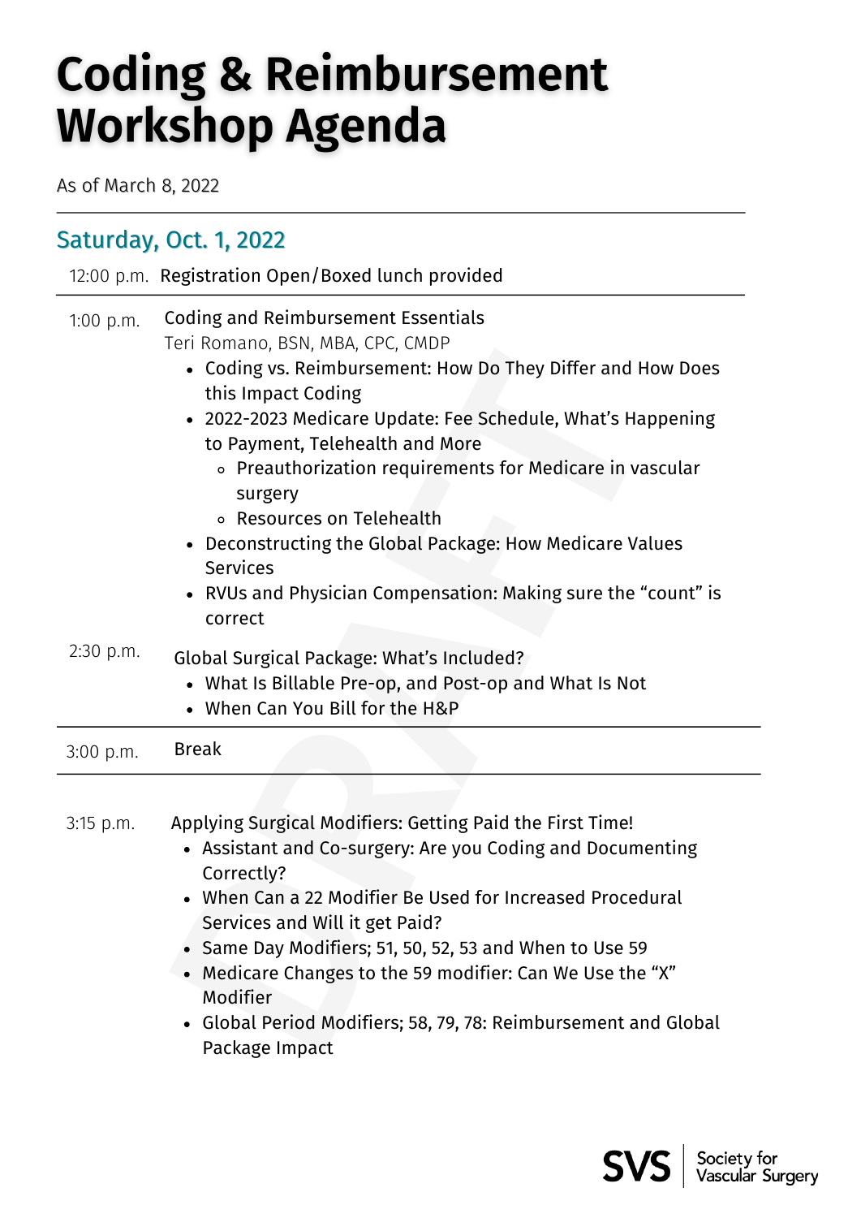# Coding & Reimbursement Workshop Agenda

As of March 8, 2022

## Saturday, Oct. 1, 2022

12:00 p.m. Registration Open/Boxed lunch provided

---

1:00 p.m. Coding and Reimbursement Essentials
Teri Romano, BSN, MBA, CPC, CMDP

- Coding vs. Reimbursement: How Do They Differ and How Does this Impact Coding
- 2022-2023 Medicare Update: Fee Schedule, What's Happening to Payment, Telehealth and More
  - Preauthorization requirements for Medicare in vascular surgery
  - Resources on Telehealth
- Deconstructing the Global Package: How Medicare Values Services
- RVUs and Physician Compensation: Making sure the "count" is correct

2:30 p.m. Global Surgical Package: What's Included?

- What Is Billable Pre-op, and Post-op and What Is Not
- When Can You Bill for the H&P

---

3:00 p.m. Break

---

3:15 p.m. Applying Surgical Modifiers: Getting Paid the First Time!

- Assistant and Co-surgery: Are you Coding and Documenting Correctly?
- When Can a 22 Modifier Be Used for Increased Procedural Services and Will it get Paid?
- Same Day Modifiers; 51, 50, 52, 53 and When to Use 59
- Medicare Changes to the 59 modifier: Can We Use the "X" Modifier
- Global Period Modifiers; 58, 79, 78: Reimbursement and Global Package Impact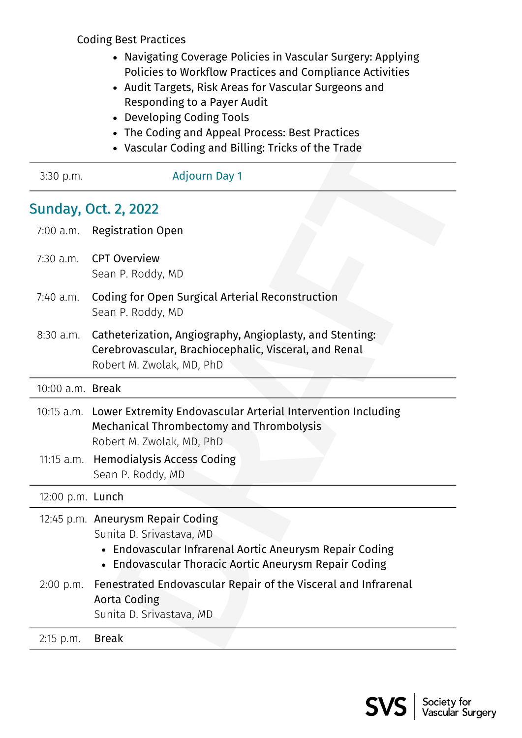Coding Best Practices

- Navigating Coverage Policies in Vascular Surgery: Applying Policies to Workflow Practices and Compliance Activities
- Audit Targets, Risk Areas for Vascular Surgeons and Responding to a Payer Audit
- Developing Coding Tools
- The Coding and Appeal Process: Best Practices
- Vascular Coding and Billing: Tricks of the Trade

3:30 p.m. Adjourn Day 1

## Sunday, Oct. 2, 2022

7:00 a.m. Registration Open

7:30 a.m. CPT Overview
Sean P. Roddy, MD

7:40 a.m. Coding for Open Surgical Arterial Reconstruction
Sean P. Roddy, MD

8:30 a.m. Catheterization, Angiography, Angioplasty, and Stenting: Cerebrovascular, Brachiocephalic, Visceral, and Renal
Robert M. Zwolak, MD, PhD

10:00 a.m. Break

10:15 a.m. Lower Extremity Endovascular Arterial Intervention Including Mechanical Thrombectomy and Thrombolysis
Robert M. Zwolak, MD, PhD

11:15 a.m. Hemodialysis Access Coding
Sean P. Roddy, MD

12:00 p.m. Lunch

12:45 p.m. Aneurysm Repair Coding
Sunita D. Srivastava, MD

- Endovascular Infrarenal Aortic Aneurysm Repair Coding
- Endovascular Thoracic Aortic Aneurysm Repair Coding

2:00 p.m. Fenestrated Endovascular Repair of the Visceral and Infrarenal Aorta Coding
Sunita D. Srivastava, MD

2:15 p.m. Break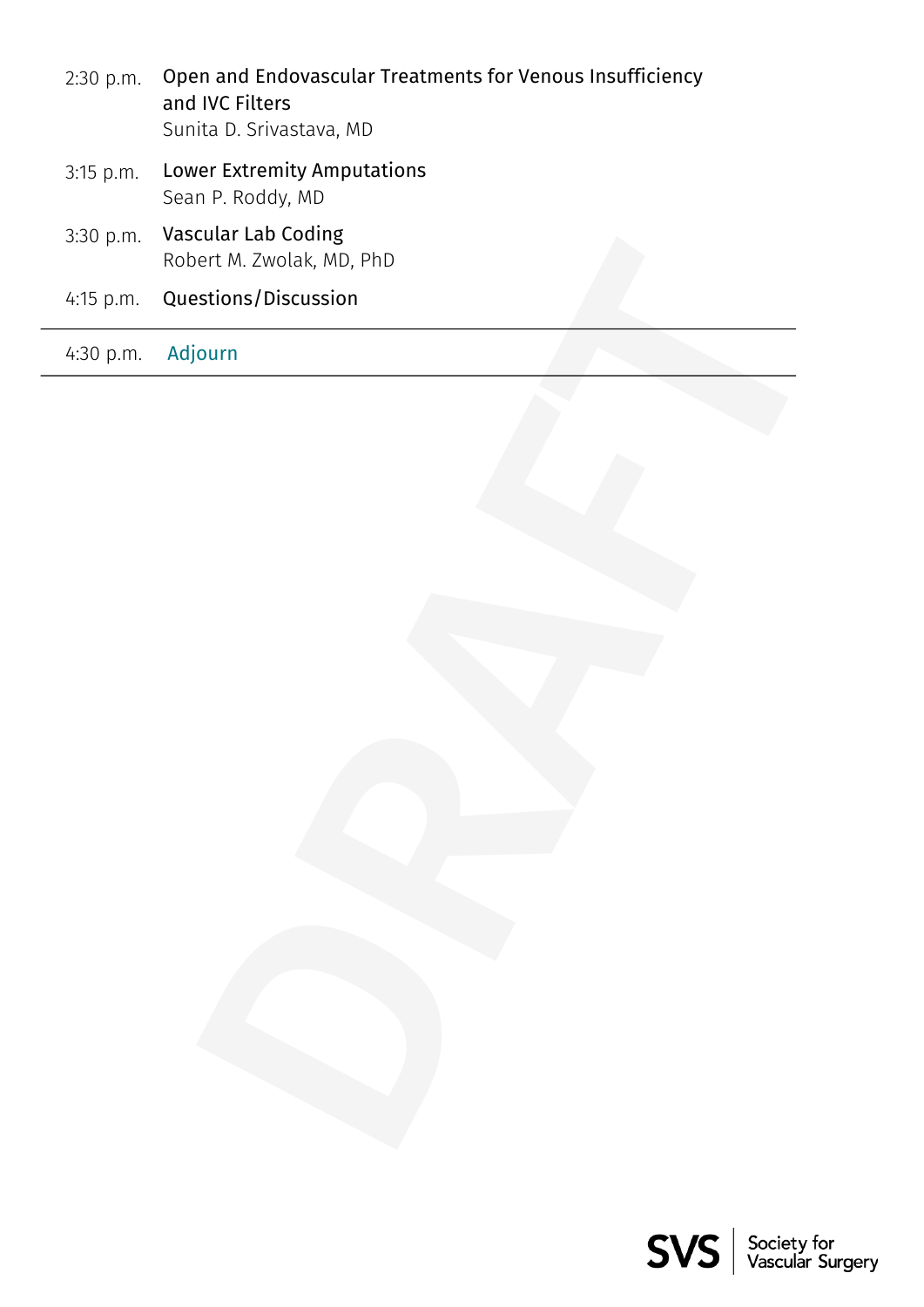2:30 p.m. Open and Endovascular Treatments for Venous Insufficiency and IVC Filters
Sunita D. Srivastava, MD

3:15 p.m. Lower Extremity Amputations
Sean P. Roddy, MD

3:30 p.m. Vascular Lab Coding
Robert M. Zwolak, MD, PhD

4:15 p.m. Questions/Discussion

---

4:30 p.m. Adjourn

---